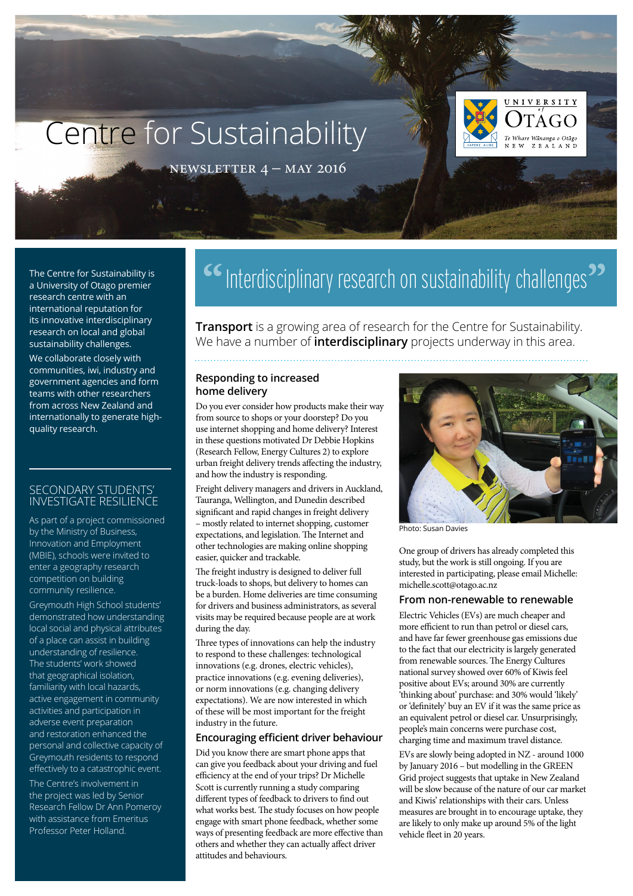# Centre for Sustainability

NEWSLETTER 4 – MAY 2016

UNIVERSITY of OTAGO
Te Whare Wānanga o Otāgo
NEW ZEALAND

The Centre for Sustainability is a University of Otago premier research centre with an international reputation for its innovative interdisciplinary research on local and global sustainability challenges.

We collaborate closely with communities, iwi, industry and government agencies and form teams with other researchers from across New Zealand and internationally to generate high-quality research.

## SECONDARY STUDENTS' INVESTIGATE RESILIENCE

As part of a project commissioned by the Ministry of Business, Innovation and Employment (MBIE), schools were invited to enter a geography research competition on building community resilience.

Greymouth High School students' demonstrated how understanding local social and physical attributes of a place can assist in building understanding of resilience. The students' work showed that geographical isolation, familiarity with local hazards, active engagement in community activities and participation in adverse event preparation and restoration enhanced the personal and collective capacity of Greymouth residents to respond effectively to a catastrophic event.

The Centre's involvement in the project was led by Senior Research Fellow Dr Ann Pomeroy with assistance from Emeritus Professor Peter Holland.

## "Interdisciplinary research on sustainability challenges"

**Transport** is a growing area of research for the Centre for Sustainability. We have a number of **interdisciplinary** projects underway in this area.

### Responding to increased home delivery

Do you ever consider how products make their way from source to shops or your doorstep? Do you use internet shopping and home delivery? Interest in these questions motivated Dr Debbie Hopkins (Research Fellow, Energy Cultures 2) to explore urban freight delivery trends affecting the industry, and how the industry is responding.

Freight delivery managers and drivers in Auckland, Tauranga, Wellington, and Dunedin described significant and rapid changes in freight delivery – mostly related to internet shopping, customer expectations, and legislation. The Internet and other technologies are making online shopping easier, quicker and trackable.

The freight industry is designed to deliver full truck-loads to shops, but delivery to homes can be a burden. Home deliveries are time consuming for drivers and business administrators, as several visits may be required because people are at work during the day.

Three types of innovations can help the industry to respond to these challenges: technological innovations (e.g. drones, electric vehicles), practice innovations (e.g. evening deliveries), or norm innovations (e.g. changing delivery expectations). We are now interested in which of these will be most important for the freight industry in the future.

### Encouraging efficient driver behaviour

Did you know there are smart phone apps that can give you feedback about your driving and fuel efficiency at the end of your trips? Dr Michelle Scott is currently running a study comparing different types of feedback to drivers to find out what works best. The study focuses on how people engage with smart phone feedback, whether some ways of presenting feedback are more effective than others and whether they can actually affect driver attitudes and behaviours.

Photo: Susan Davies

One group of drivers has already completed this study, but the work is still ongoing. If you are interested in participating, please email Michelle: michelle.scott@otago.ac.nz

### From non-renewable to renewable

Electric Vehicles (EVs) are much cheaper and more efficient to run than petrol or diesel cars, and have far fewer greenhouse gas emissions due to the fact that our electricity is largely generated from renewable sources. The Energy Cultures national survey showed over 60% of Kiwis feel positive about EVs; around 30% are currently 'thinking about' purchase: and 30% would 'likely' or 'definitely' buy an EV if it was the same price as an equivalent petrol or diesel car. Unsurprisingly, people's main concerns were purchase cost, charging time and maximum travel distance.

EVs are slowly being adopted in NZ - around 1000 by January 2016 – but modelling in the GREEN Grid project suggests that uptake in New Zealand will be slow because of the nature of our car market and Kiwis' relationships with their cars. Unless measures are brought in to encourage uptake, they are likely to only make up around 5% of the light vehicle fleet in 20 years.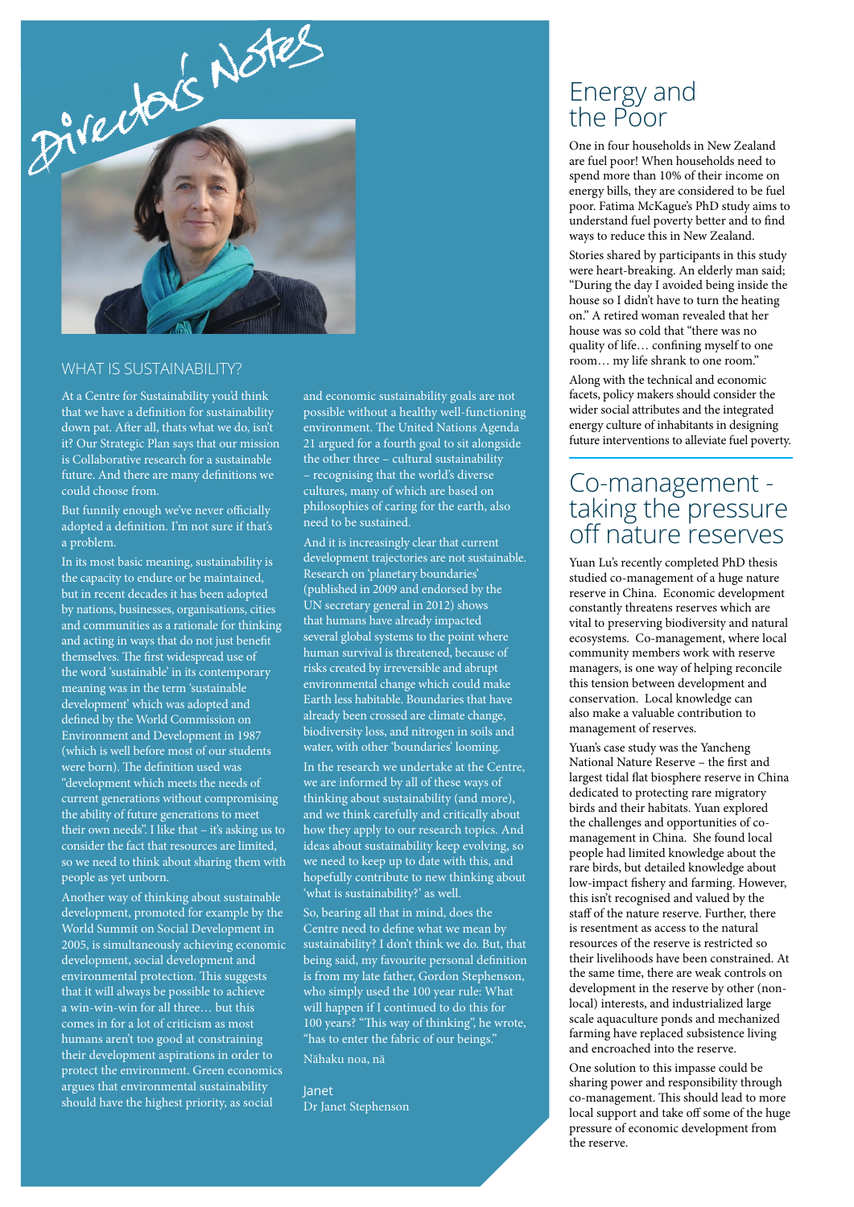# Director's Notes

## WHAT IS SUSTAINABILITY?

At a Centre for Sustainability you'd think that we have a definition for sustainability down pat. After all, thats what we do, isn't it? Our Strategic Plan says that our mission is Collaborative research for a sustainable future. And there are many definitions we could choose from.

But funnily enough we've never officially adopted a definition. I'm not sure if that's a problem.

In its most basic meaning, sustainability is the capacity to endure or be maintained, but in recent decades it has been adopted by nations, businesses, organisations, cities and communities as a rationale for thinking and acting in ways that do not just benefit themselves. The first widespread use of the word 'sustainable' in its contemporary meaning was in the term 'sustainable development' which was adopted and defined by the World Commission on Environment and Development in 1987 (which is well before most of our students were born). The definition used was "development which meets the needs of current generations without compromising the ability of future generations to meet their own needs". I like that – it's asking us to consider the fact that resources are limited, so we need to think about sharing them with people as yet unborn.

Another way of thinking about sustainable development, promoted for example by the World Summit on Social Development in 2005, is simultaneously achieving economic development, social development and environmental protection. This suggests that it will always be possible to achieve a win-win-win for all three… but this comes in for a lot of criticism as most humans aren't too good at constraining their development aspirations in order to protect the environment. Green economics argues that environmental sustainability should have the highest priority, as social and economic sustainability goals are not possible without a healthy well-functioning environment. The United Nations Agenda 21 argued for a fourth goal to sit alongside the other three – cultural sustainability – recognising that the world's diverse cultures, many of which are based on philosophies of caring for the earth, also need to be sustained.

And it is increasingly clear that current development trajectories are not sustainable. Research on 'planetary boundaries' (published in 2009 and endorsed by the UN secretary general in 2012) shows that humans have already impacted several global systems to the point where human survival is threatened, because of risks created by irreversible and abrupt environmental change which could make Earth less habitable. Boundaries that have already been crossed are climate change, biodiversity loss, and nitrogen in soils and water, with other 'boundaries' looming.

In the research we undertake at the Centre, we are informed by all of these ways of thinking about sustainability (and more), and we think carefully and critically about how they apply to our research topics. And ideas about sustainability keep evolving, so we need to keep up to date with this, and hopefully contribute to new thinking about 'what is sustainability?' as well.

So, bearing all that in mind, does the Centre need to define what we mean by sustainability? I don't think we do. But, that being said, my favourite personal definition is from my late father, Gordon Stephenson, who simply used the 100 year rule: What will happen if I continued to do this for 100 years? "This way of thinking", he wrote, "has to enter the fabric of our beings."

Nāhaku noa, nā

Janet
Dr Janet Stephenson

## Energy and the Poor

One in four households in New Zealand are fuel poor! When households need to spend more than 10% of their income on energy bills, they are considered to be fuel poor. Fatima McKague's PhD study aims to understand fuel poverty better and to find ways to reduce this in New Zealand.

Stories shared by participants in this study were heart-breaking. An elderly man said; "During the day I avoided being inside the house so I didn't have to turn the heating on." A retired woman revealed that her house was so cold that "there was no quality of life… confining myself to one room… my life shrank to one room."

Along with the technical and economic facets, policy makers should consider the wider social attributes and the integrated energy culture of inhabitants in designing future interventions to alleviate fuel poverty.

## Co-management - taking the pressure off nature reserves

Yuan Lu's recently completed PhD thesis studied co-management of a huge nature reserve in China. Economic development constantly threatens reserves which are vital to preserving biodiversity and natural ecosystems. Co-management, where local community members work with reserve managers, is one way of helping reconcile this tension between development and conservation. Local knowledge can also make a valuable contribution to management of reserves.

Yuan's case study was the Yancheng National Nature Reserve – the first and largest tidal flat biosphere reserve in China dedicated to protecting rare migratory birds and their habitats. Yuan explored the challenges and opportunities of co-management in China. She found local people had limited knowledge about the rare birds, but detailed knowledge about low-impact fishery and farming. However, this isn't recognised and valued by the staff of the nature reserve. Further, there is resentment as access to the natural resources of the reserve is restricted so their livelihoods have been constrained. At the same time, there are weak controls on development in the reserve by other (non-local) interests, and industrialized large scale aquaculture ponds and mechanized farming have replaced subsistence living and encroached into the reserve.

One solution to this impasse could be sharing power and responsibility through co-management. This should lead to more local support and take off some of the huge pressure of economic development from the reserve.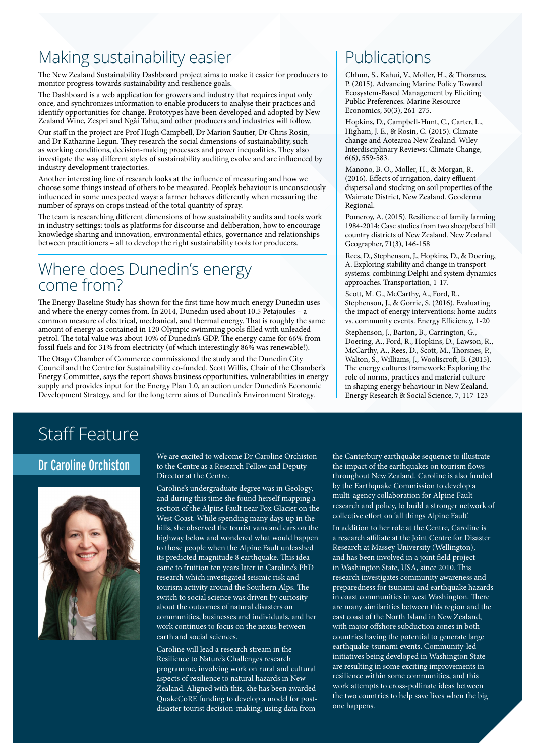# Making sustainability easier

The New Zealand Sustainability Dashboard project aims to make it easier for producers to monitor progress towards sustainability and resilience goals.

The Dashboard is a web application for growers and industry that requires input only once, and synchronizes information to enable producers to analyse their practices and identify opportunities for change. Prototypes have been developed and adopted by New Zealand Wine, Zespri and Ngāi Tahu, and other producers and industries will follow.

Our staff in the project are Prof Hugh Campbell, Dr Marion Sautier, Dr Chris Rosin, and Dr Katharine Legun. They research the social dimensions of sustainability, such as working conditions, decision-making processes and power inequalities. They also investigate the way different styles of sustainability auditing evolve and are influenced by industry development trajectories.

Another interesting line of research looks at the influence of measuring and how we choose some things instead of others to be measured. People's behaviour is unconsciously influenced in some unexpected ways: a farmer behaves differently when measuring the number of sprays on crops instead of the total quantity of spray.

The team is researching different dimensions of how sustainability audits and tools work in industry settings: tools as platforms for discourse and deliberation, how to encourage knowledge sharing and innovation, environmental ethics, governance and relationships between practitioners – all to develop the right sustainability tools for producers.

# Where does Dunedin's energy come from?

The Energy Baseline Study has shown for the first time how much energy Dunedin uses and where the energy comes from. In 2014, Dunedin used about 10.5 Petajoules – a common measure of electrical, mechanical, and thermal energy. That is roughly the same amount of energy as contained in 120 Olympic swimming pools filled with unleaded petrol. The total value was about 10% of Dunedin's GDP. The energy came for 66% from fossil fuels and for 31% from electricity (of which interestingly 86% was renewable!).

The Otago Chamber of Commerce commissioned the study and the Dunedin City Council and the Centre for Sustainability co-funded. Scott Willis, Chair of the Chamber's Energy Committee, says the report shows business opportunities, vulnerabilities in energy supply and provides input for the Energy Plan 1.0, an action under Dunedin's Economic Development Strategy, and for the long term aims of Dunedin's Environment Strategy.

# Publications

Chhun, S., Kahui, V., Moller, H., & Thorsnes, P. (2015). Advancing Marine Policy Toward Ecosystem-Based Management by Eliciting Public Preferences. Marine Resource Economics, 30(3), 261-275.

Hopkins, D., Campbell-Hunt, C., Carter, L., Higham, J. E., & Rosin, C. (2015). Climate change and Aotearoa New Zealand. Wiley Interdisciplinary Reviews: Climate Change, 6(6), 559-583.

Manono, B. O., Moller, H., & Morgan, R. (2016). Effects of irrigation, dairy effluent dispersal and stocking on soil properties of the Waimate District, New Zealand. Geoderma Regional.

Pomeroy, A. (2015). Resilience of family farming 1984-2014: Case studies from two sheep/beef hill country districts of New Zealand. New Zealand Geographer, 71(3), 146-158

Rees, D., Stephenson, J., Hopkins, D., & Doering, A. Exploring stability and change in transport systems: combining Delphi and system dynamics approaches. Transportation, 1-17.

Scott, M. G., McCarthy, A., Ford, R., Stephenson, J., & Gorrie, S. (2016). Evaluating the impact of energy interventions: home audits vs. community events. Energy Efficiency, 1-20

Stephenson, J., Barton, B., Carrington, G., Doering, A., Ford, R., Hopkins, D., Lawson, R., McCarthy, A., Rees, D., Scott, M., Thorsnes, P., Walton, S., Williams, J., Wooliscroft, B. (2015). The energy cultures framework: Exploring the role of norms, practices and material culture in shaping energy behaviour in New Zealand. Energy Research & Social Science, 7, 117-123

# Staff Feature

## Dr Caroline Orchiston

We are excited to welcome Dr Caroline Orchiston to the Centre as a Research Fellow and Deputy Director at the Centre.

Caroline's undergraduate degree was in Geology, and during this time she found herself mapping a section of the Alpine Fault near Fox Glacier on the West Coast. While spending many days up in the hills, she observed the tourist vans and cars on the highway below and wondered what would happen to those people when the Alpine Fault unleashed its predicted magnitude 8 earthquake. This idea came to fruition ten years later in Caroline's PhD research which investigated seismic risk and tourism activity around the Southern Alps. The switch to social science was driven by curiosity about the outcomes of natural disasters on communities, businesses and individuals, and her work continues to focus on the nexus between earth and social sciences.

Caroline will lead a research stream in the Resilience to Nature's Challenges research programme, involving work on rural and cultural aspects of resilience to natural hazards in New Zealand. Aligned with this, she has been awarded QuakeCoRE funding to develop a model for post-disaster tourist decision-making, using data from the Canterbury earthquake sequence to illustrate the impact of the earthquakes on tourism flows throughout New Zealand. Caroline is also funded by the Earthquake Commission to develop a multi-agency collaboration for Alpine Fault research and policy, to build a stronger network of collective effort on 'all things Alpine Fault'.

In addition to her role at the Centre, Caroline is a research affiliate at the Joint Centre for Disaster Research at Massey University (Wellington), and has been involved in a joint field project in Washington State, USA, since 2010. This research investigates community awareness and preparedness for tsunami and earthquake hazards in coast communities in west Washington. There are many similarities between this region and the east coast of the North Island in New Zealand, with major offshore subduction zones in both countries having the potential to generate large earthquake-tsunami events. Community-led initiatives being developed in Washington State are resulting in some exciting improvements in resilience within some communities, and this work attempts to cross-pollinate ideas between the two countries to help save lives when the big one happens.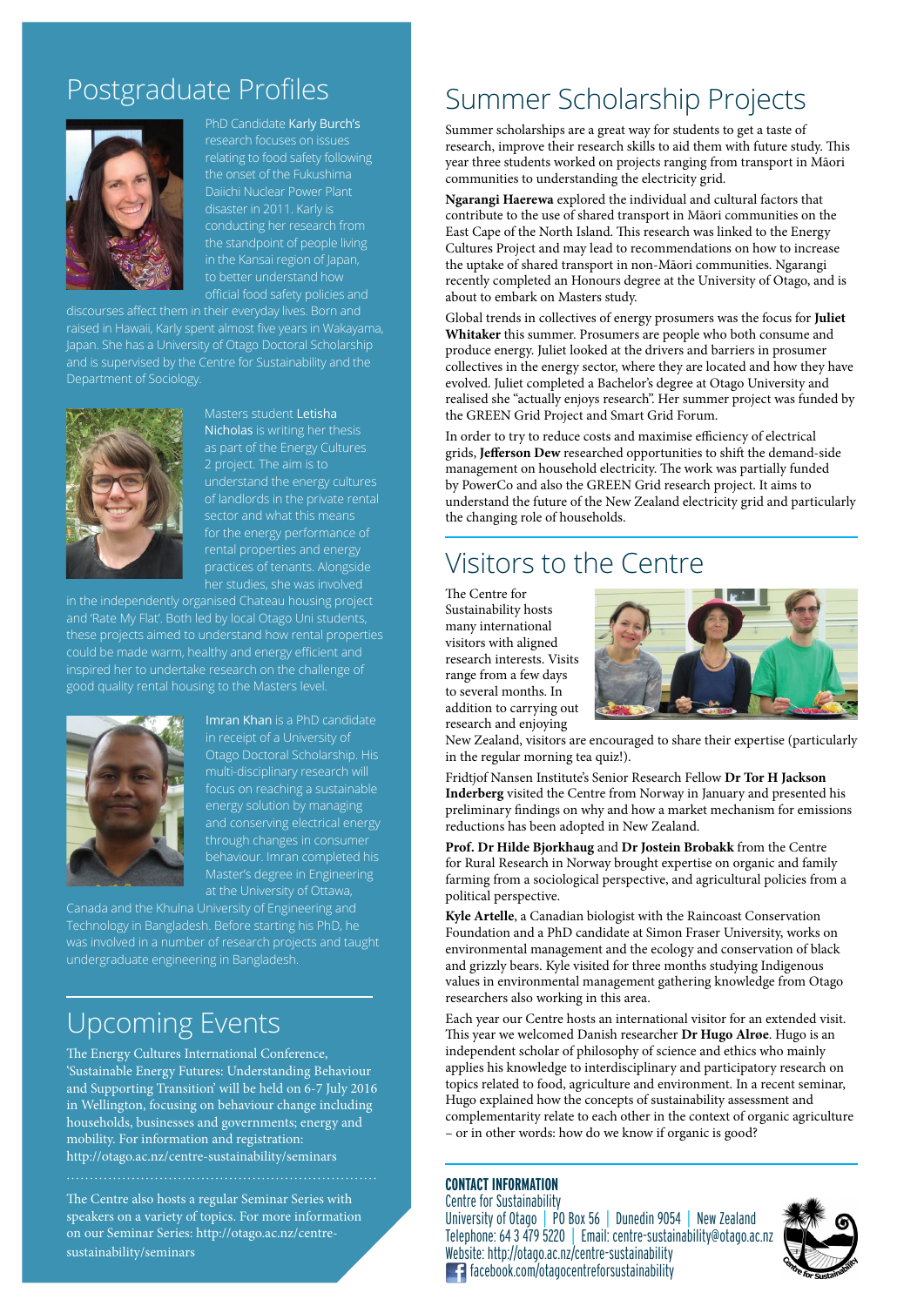## Postgraduate Profiles

PhD Candidate Karly Burch's research focuses on issues relating to food safety following the onset of the Fukushima Daiichi Nuclear Power Plant disaster in 2011. Karly is conducting her research from the standpoint of people living in the Kansai region of Japan, to better understand how official food safety policies and discourses affect them in their everyday lives. Born and raised in Hawaii, Karly spent almost five years in Wakayama, Japan. She has a University of Otago PhD Scholarship and is supervised by the Centre for Sustainability and the Department of Sociology.

Masters student Letisha Nicholas is writing her thesis as part of the Energy Cultures 2 project. The aim is to understand the energy cultures of landlords in the private rental sector and what this means for the energy performance of rental properties and energy practices of tenants. Alongside her studies, she was involved in the independently organised Chateau housing project and 'Rate My Flat'. Both led by local Otago Uni students, these projects aimed to understand how rental properties could be made warm, healthy and energy efficient and inspired her to undertake research on the challenge of good quality rental housing to the Masters level.

Imran Khan is a PhD candidate in receipt of a University of Otago Doctoral Scholarship. His multi-disciplinary research will focus on reaching a sustainable energy solution by managing and conserving electrical energy through changes in consumer behaviour. Imran completed his Master's degree in Engineering at the University of Ottawa, Canada and the Khulna University of Engineering and Technology in Bangladesh. Before starting his PhD, he was involved in a number of research projects and taught undergraduate engineering in Bangladesh.

## Upcoming Events

The Energy Cultures International Conference, 'Sustainable Energy Futures: Understanding Behaviour and Supporting Transition' will be held on 6-7 July 2016 in Wellington, focusing on behaviour change including households, businesses and governments; energy and mobility. For information and registration: http://otago.ac.nz/centre-sustainability/seminars

The Centre also hosts a regular Seminar Series with speakers on a variety of topics. For more information on our Seminar Series: http://otago.ac.nz/centre-sustainability/seminars

## Summer Scholarship Projects

Summer scholarships are a great way for students to get a taste of research, improve their research skills to aid them with future study. This year three students worked on projects ranging from transport in Māori communities to understanding the electricity grid.

**Ngarangi Haerewa** explored the individual and cultural factors that contribute to the use of shared transport in Māori communities on the East Cape of the North Island. This research was linked to the Energy Cultures Project and may lead to recommendations on how to increase the uptake of shared transport in non-Māori communities. Ngarangi recently completed an Honours degree at the University of Otago, and is about to embark on Masters study.

Global trends in collectives of energy prosumers was the focus for **Juliet Whitaker** this summer. Prosumers are people who both consume and produce energy. Juliet looked at the drivers and barriers in prosumer collectives in the energy sector, where they are located and how they have evolved. Juliet completed a Bachelor's degree at Otago University and realised she "actually enjoys research". Her summer project was funded by the GREEN Grid Project and Smart Grid Forum.

In order to try to reduce costs and maximise efficiency of electrical grids, **Jefferson Dew** researched opportunities to shift the demand-side management on household electricity. The work was partially funded by PowerCo and also the GREEN Grid research project. It aims to understand the future of the New Zealand electricity grid and particularly the changing role of households.

## Visitors to the Centre

The Centre for Sustainability hosts many international visitors with aligned research interests. Visits range from a few days to several months. In addition to carrying out research and enjoying New Zealand, visitors are encouraged to share their expertise (particularly in the regular morning tea quiz!).

Fridtjof Nansen Institute's Senior Research Fellow **Dr Tor H Jackson Inderberg** visited the Centre from Norway in January and presented his preliminary findings on why and how a market mechanism for emissions reductions has been adopted in New Zealand.

**Prof. Dr Hilde Bjørkhaug** and **Dr Jostein Brobakk** from the Centre for Rural Research in Norway brought expertise on organic and family farming from a sociological perspective, and agricultural policies from a political perspective.

**Kyle Artelle**, a Canadian biologist with the Raincoast Conservation Foundation and a PhD candidate at Simon Fraser University, works on environmental management and the ecology and conservation of black and grizzly bears. Kyle visited for three months studying Indigenous values in environmental management gathering knowledge from Otago researchers also working in this area.

Each year our Centre hosts an international visitor for an extended visit. This year we welcomed Danish researcher **Dr Hugo Alrøe**. Hugo is an independent scholar of philosophy of science and ethics who mainly applies his knowledge to interdisciplinary and participatory research on topics related to food, agriculture and environment. In a recent seminar, Hugo explained how the concepts of sustainability assessment and complementarity relate to each other in the context of organic agriculture – or in other words: how do we know if organic is good?

**CONTACT INFORMATION**
Centre for Sustainability
University of Otago | PO Box 56 | Dunedin 9054 | New Zealand
Telephone: 64 3 479 5220 | Email: centre-sustainability@otago.ac.nz
Website: http://otago.ac.nz/centre-sustainability
facebook.com/otagocentreforsustainability